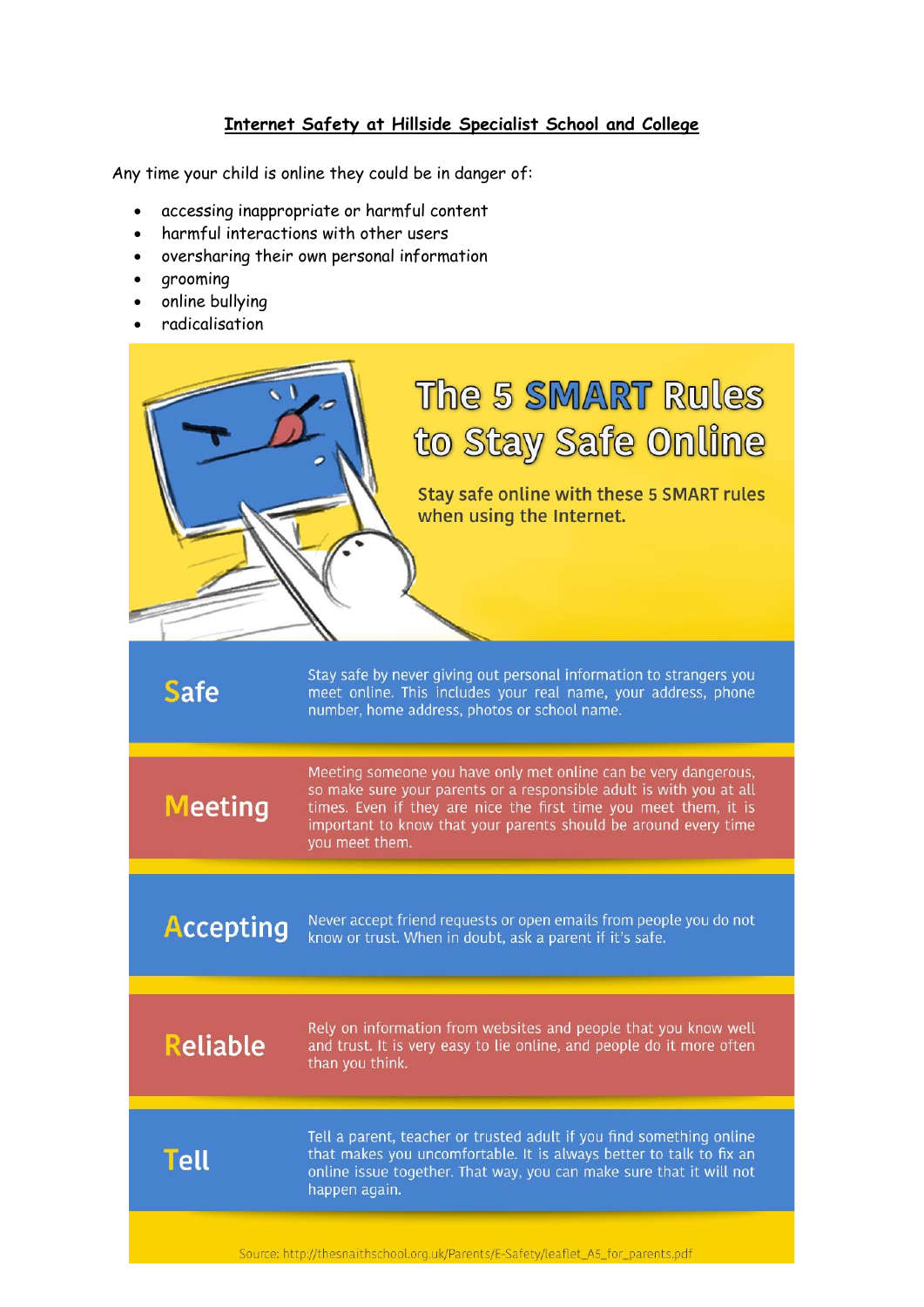# Internet Safety at Hillside Specialist School and College

Any time your child is online they could be in danger of:

- accessing inappropriate or harmful content
- harmful interactions with other users
- oversharing their own personal information
- grooming
- online bullying
- radicalisation

## The 5 SMART Rules to Stay Safe Online

Stay safe online with these 5 SMART rules when using the Internet.

**Safe** — Stay safe by never giving out personal information to strangers you meet online. This includes your real name, your address, phone number, home address, photos or school name.

**Meeting** — Meeting someone you have only met online can be very dangerous, so make sure your parents or a responsible adult is with you at all times. Even if they are nice the first time you meet them, it is important to know that your parents should be around every time you meet them.

**Accepting** — Never accept friend requests or open emails from people you do not know or trust. When in doubt, ask a parent if it's safe.

**Reliable** — Rely on information from websites and people that you know well and trust. It is very easy to lie online, and people do it more often than you think.

**Tell** — Tell a parent, teacher or trusted adult if you find something online that makes you uncomfortable. It is always better to talk to fix an online issue together. That way, you can make sure that it will not happen again.

Source: http://thesnaithschool.org.uk/Parents/E-Safety/leaflet_A5_for_parents.pdf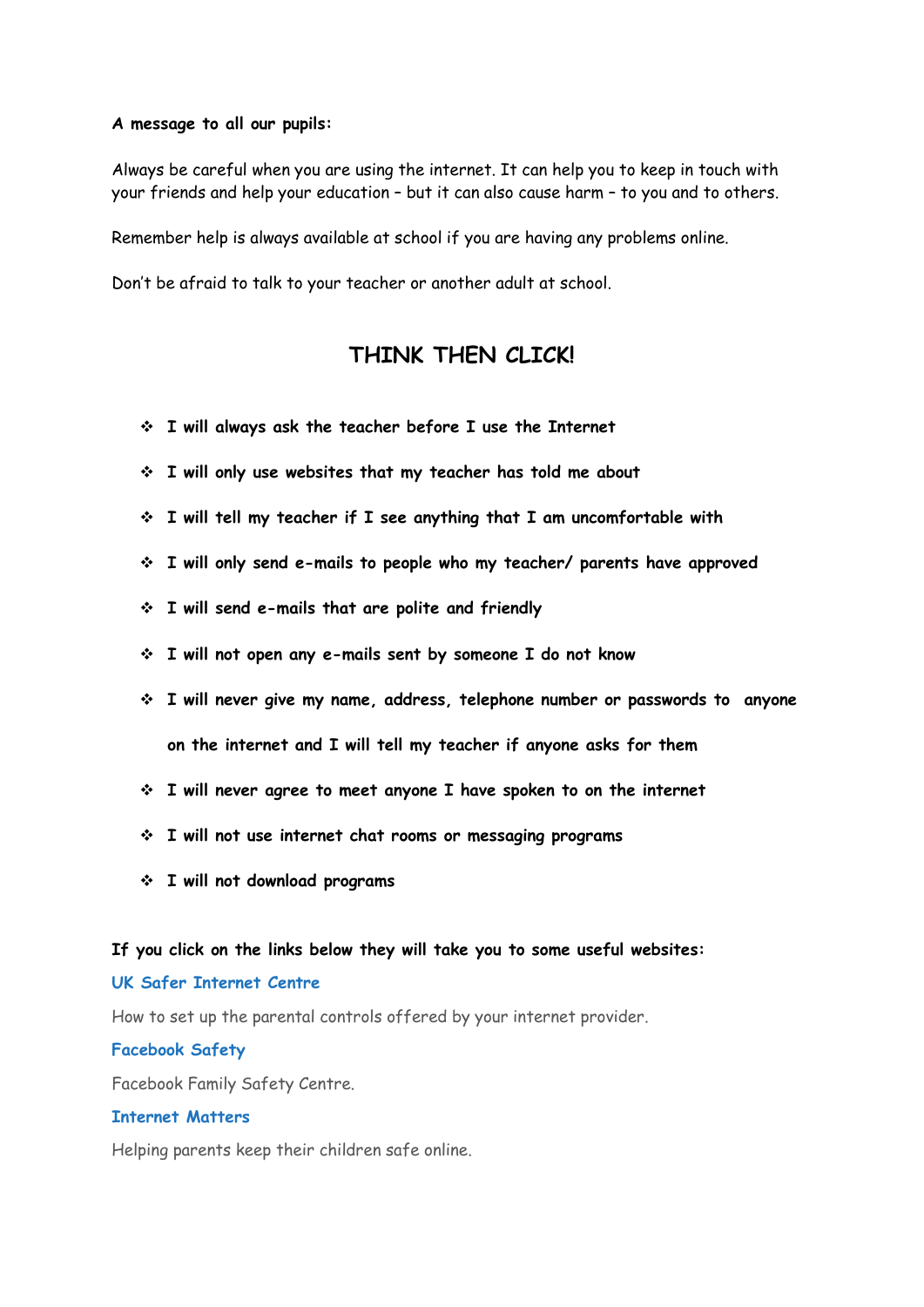**A message to all our pupils:**

Always be careful when you are using the internet. It can help you to keep in touch with your friends and help your education – but it can also cause harm – to you and to others.

Remember help is always available at school if you are having any problems online.

Don't be afraid to talk to your teacher or another adult at school.

## THINK THEN CLICK!

- **I will always ask the teacher before I use the Internet**
- **I will only use websites that my teacher has told me about**
- **I will tell my teacher if I see anything that I am uncomfortable with**
- **I will only send e-mails to people who my teacher/ parents have approved**
- **I will send e-mails that are polite and friendly**
- **I will not open any e-mails sent by someone I do not know**
- **I will never give my name, address, telephone number or passwords to anyone on the internet and I will tell my teacher if anyone asks for them**
- **I will never agree to meet anyone I have spoken to on the internet**
- **I will not use internet chat rooms or messaging programs**
- **I will not download programs**

**If you click on the links below they will take you to some useful websites:**

**UK Safer Internet Centre**

How to set up the parental controls offered by your internet provider.

**Facebook Safety**

Facebook Family Safety Centre.

**Internet Matters**

Helping parents keep their children safe online.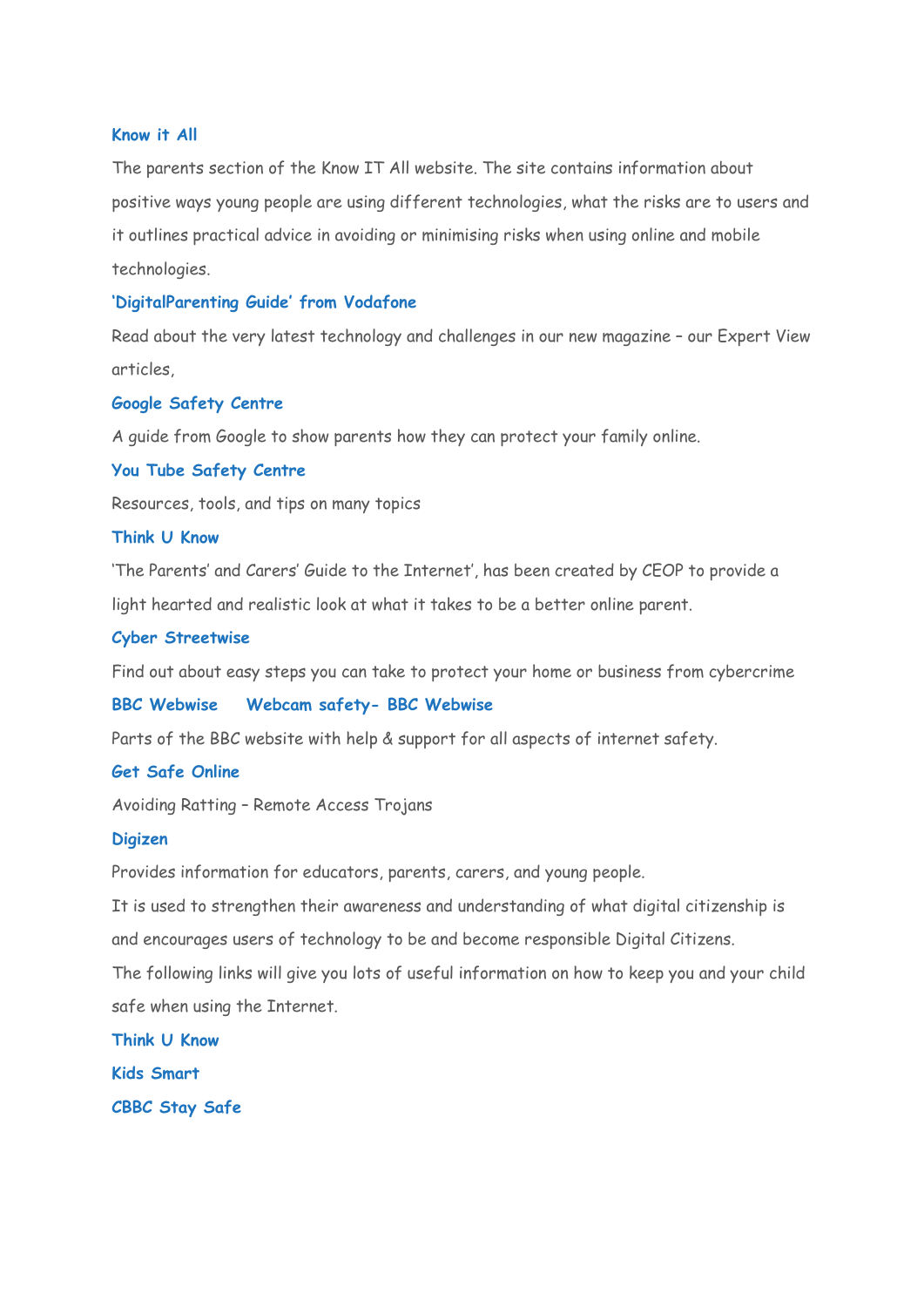**Know it All**

The parents section of the Know IT All website. The site contains information about positive ways young people are using different technologies, what the risks are to users and it outlines practical advice in avoiding or minimising risks when using online and mobile technologies.

**'DigitalParenting Guide' from Vodafone**

Read about the very latest technology and challenges in our new magazine – our Expert View articles,

**Google Safety Centre**

A guide from Google to show parents how they can protect your family online.

**You Tube Safety Centre**

Resources, tools, and tips on many topics

**Think U Know**

'The Parents' and Carers' Guide to the Internet', has been created by CEOP to provide a light hearted and realistic look at what it takes to be a better online parent.

**Cyber Streetwise**

Find out about easy steps you can take to protect your home or business from cybercrime

**BBC Webwise** **Webcam safety- BBC Webwise**

Parts of the BBC website with help & support for all aspects of internet safety.

**Get Safe Online**

Avoiding Ratting – Remote Access Trojans

**Digizen**

Provides information for educators, parents, carers, and young people.

It is used to strengthen their awareness and understanding of what digital citizenship is and encourages users of technology to be and become responsible Digital Citizens.

The following links will give you lots of useful information on how to keep you and your child safe when using the Internet.

**Think U Know**

**Kids Smart**

**CBBC Stay Safe**